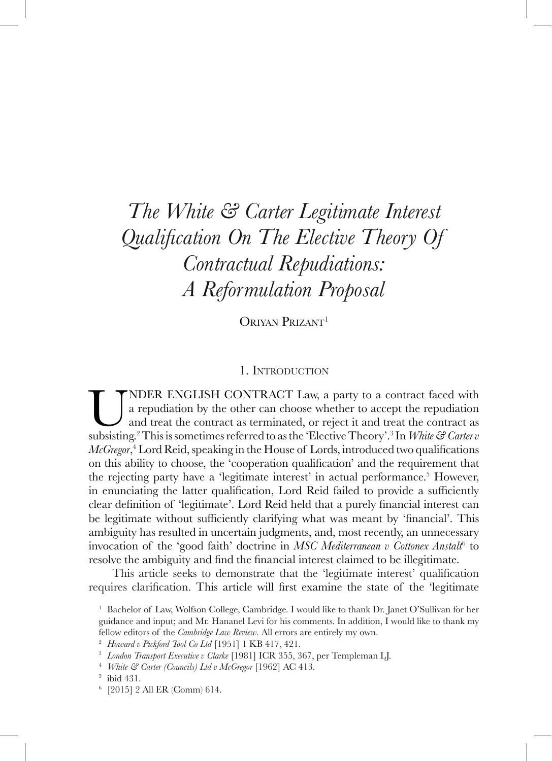# *The White & Carter Legitimate Interest Qualification On The Elective Theory Of Contractual Repudiations: A Reformulation Proposal*

Oriyan Prizant[1]

## 1. Introduction

UNDER ENGLISH CONTRACT Law, a party to a contract faced with a repudiation by the other can choose whether to accept the repudiation and treat the contract as terminated, or reject it and treat the contract as subsisting.[2] This is sometimes referred to as the 'Elective Theory'.[3] In *White & Carter v McGregor*,[4] Lord Reid, speaking in the House of Lords, introduced two qualifications on this ability to choose, the 'cooperation qualification' and the requirement that the rejecting party have a 'legitimate interest' in actual performance.[5] However, in enunciating the latter qualification, Lord Reid failed to provide a sufficiently clear definition of 'legitimate'. Lord Reid held that a purely financial interest can be legitimate without sufficiently clarifying what was meant by 'financial'. This ambiguity has resulted in uncertain judgments, and, most recently, an unnecessary invocation of the 'good faith' doctrine in *MSC Mediterranean v Cottonex Anstalt*[6] to resolve the ambiguity and find the financial interest claimed to be illegitimate.

This article seeks to demonstrate that the 'legitimate interest' qualification requires clarification. This article will first examine the state of the 'legitimate

[1] Bachelor of Law, Wolfson College, Cambridge. I would like to thank Dr. Janet O'Sullivan for her guidance and input; and Mr. Hananel Levi for his comments. In addition, I would like to thank my fellow editors of the *Cambridge Law Review*. All errors are entirely my own.

[2] *Howard v Pickford Tool Co Ltd* [1951] 1 KB 417, 421.

[3] *London Transport Executive v Clarke* [1981] ICR 355, 367, per Templeman LJ.

[4] *White & Carter (Councils) Ltd v McGregor* [1962] AC 413.

[5] ibid 431.

[6] [2015] 2 All ER (Comm) 614.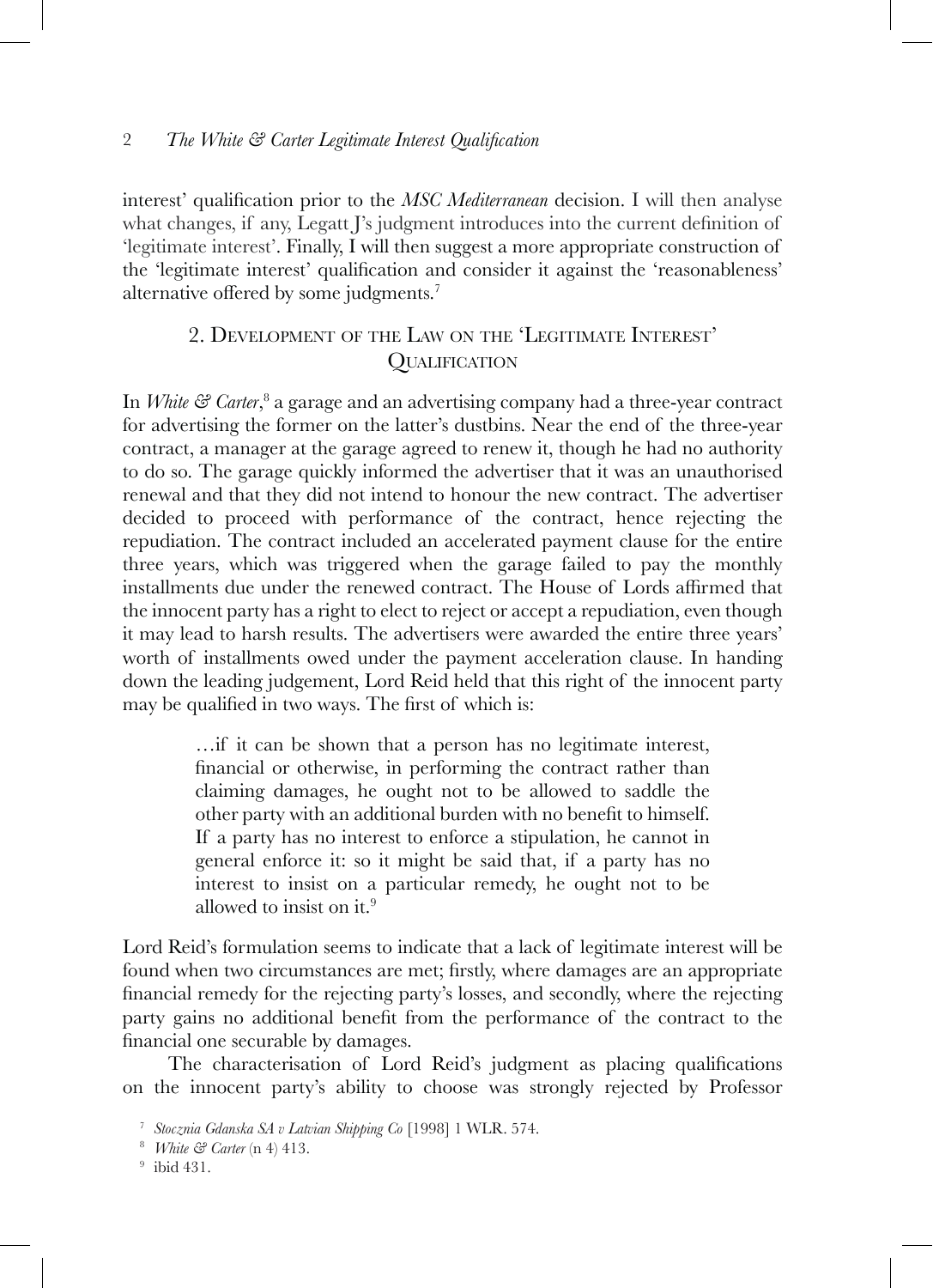interest' qualification prior to the *MSC Mediterranean* decision. I will then analyse what changes, if any, Legatt J's judgment introduces into the current definition of 'legitimate interest'. Finally, I will then suggest a more appropriate construction of the 'legitimate interest' qualification and consider it against the 'reasonableness' alternative offered by some judgments.[7]

## 2. Development of the Law on the 'Legitimate Interest' Qualification

In *White & Carter*,[8] a garage and an advertising company had a three-year contract for advertising the former on the latter's dustbins. Near the end of the three-year contract, a manager at the garage agreed to renew it, though he had no authority to do so. The garage quickly informed the advertiser that it was an unauthorised renewal and that they did not intend to honour the new contract. The advertiser decided to proceed with performance of the contract, hence rejecting the repudiation. The contract included an accelerated payment clause for the entire three years, which was triggered when the garage failed to pay the monthly installments due under the renewed contract. The House of Lords affirmed that the innocent party has a right to elect to reject or accept a repudiation, even though it may lead to harsh results. The advertisers were awarded the entire three years' worth of installments owed under the payment acceleration clause. In handing down the leading judgement, Lord Reid held that this right of the innocent party may be qualified in two ways. The first of which is:

> …if it can be shown that a person has no legitimate interest, financial or otherwise, in performing the contract rather than claiming damages, he ought not to be allowed to saddle the other party with an additional burden with no benefit to himself. If a party has no interest to enforce a stipulation, he cannot in general enforce it: so it might be said that, if a party has no interest to insist on a particular remedy, he ought not to be allowed to insist on it.[9]

Lord Reid's formulation seems to indicate that a lack of legitimate interest will be found when two circumstances are met; firstly, where damages are an appropriate financial remedy for the rejecting party's losses, and secondly, where the rejecting party gains no additional benefit from the performance of the contract to the financial one securable by damages.

The characterisation of Lord Reid's judgment as placing qualifications on the innocent party's ability to choose was strongly rejected by Professor

[7] *Stocznia Gdanska SA v Latvian Shipping Co* [1998] 1 WLR. 574.

[8] *White & Carter* (n 4) 413.

[9] ibid 431.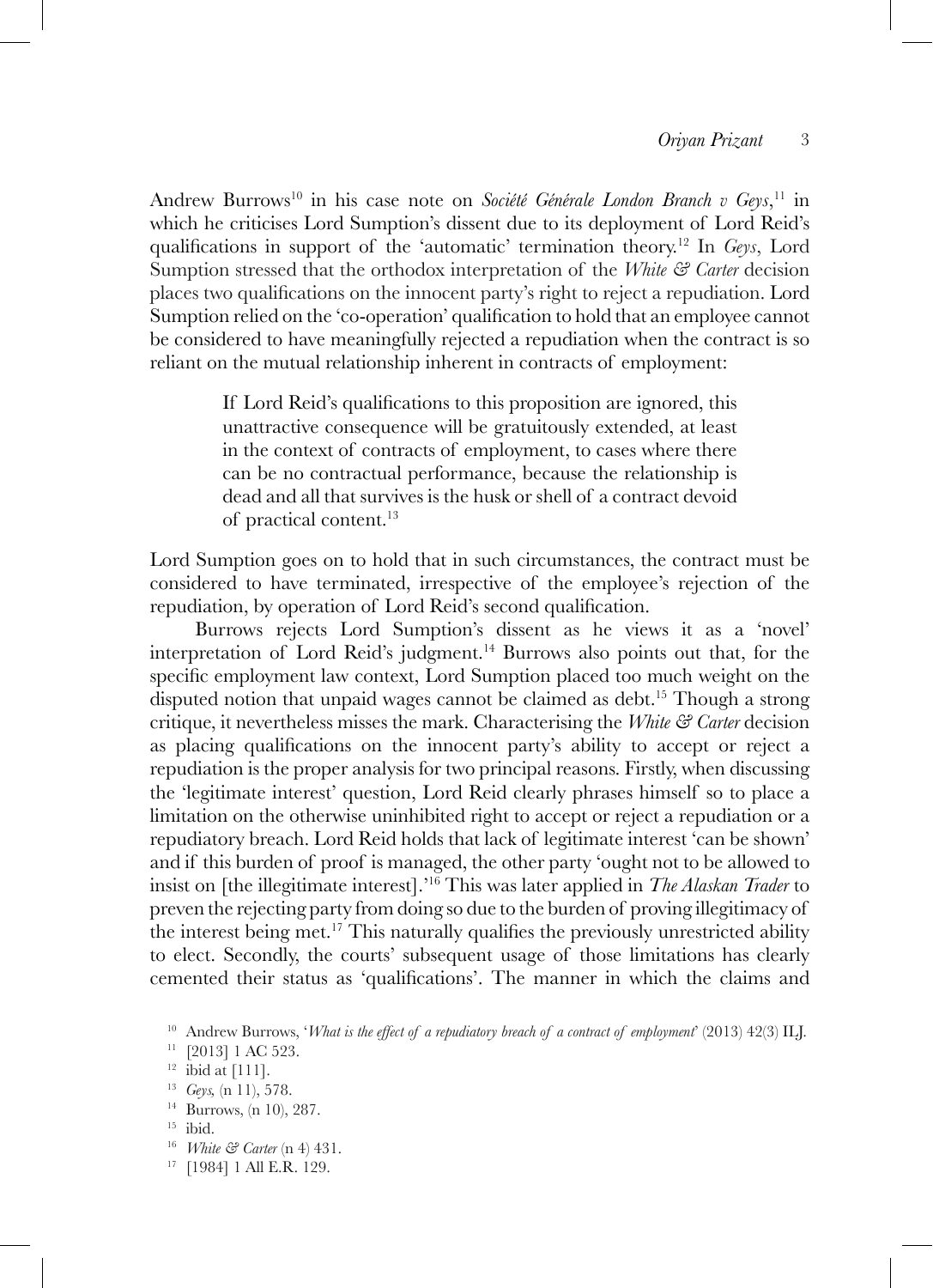Andrew Burrows[10] in his case note on *Société Générale London Branch v Geys*,[11] in which he criticises Lord Sumption's dissent due to its deployment of Lord Reid's qualifications in support of the 'automatic' termination theory.[12] In *Geys*, Lord Sumption stressed that the orthodox interpretation of the *White & Carter* decision places two qualifications on the innocent party's right to reject a repudiation. Lord Sumption relied on the 'co-operation' qualification to hold that an employee cannot be considered to have meaningfully rejected a repudiation when the contract is so reliant on the mutual relationship inherent in contracts of employment:

> If Lord Reid's qualifications to this proposition are ignored, this unattractive consequence will be gratuitously extended, at least in the context of contracts of employment, to cases where there can be no contractual performance, because the relationship is dead and all that survives is the husk or shell of a contract devoid of practical content.[13]

Lord Sumption goes on to hold that in such circumstances, the contract must be considered to have terminated, irrespective of the employee's rejection of the repudiation, by operation of Lord Reid's second qualification.

Burrows rejects Lord Sumption's dissent as he views it as a 'novel' interpretation of Lord Reid's judgment.[14] Burrows also points out that, for the specific employment law context, Lord Sumption placed too much weight on the disputed notion that unpaid wages cannot be claimed as debt.[15] Though a strong critique, it nevertheless misses the mark. Characterising the *White & Carter* decision as placing qualifications on the innocent party's ability to accept or reject a repudiation is the proper analysis for two principal reasons. Firstly, when discussing the 'legitimate interest' question, Lord Reid clearly phrases himself so to place a limitation on the otherwise uninhibited right to accept or reject a repudiation or a repudiatory breach. Lord Reid holds that lack of legitimate interest 'can be shown' and if this burden of proof is managed, the other party 'ought not to be allowed to insist on [the illegitimate interest].'[16] This was later applied in *The Alaskan Trader* to preven the rejecting party from doing so due to the burden of proving illegitimacy of the interest being met.[17] This naturally qualifies the previously unrestricted ability to elect. Secondly, the courts' subsequent usage of those limitations has clearly cemented their status as 'qualifications'. The manner in which the claims and

[10] Andrew Burrows, '*What is the effect of a repudiatory breach of a contract of employment*' (2013) 42(3) ILJ.

[11] [2013] 1 AC 523.

[12] ibid at [111].

[13] *Geys*, (n 11), 578.

[14] Burrows, (n 10), 287.

[15] ibid.

[16] *White & Carter* (n 4) 431.

[17] [1984] 1 All E.R. 129.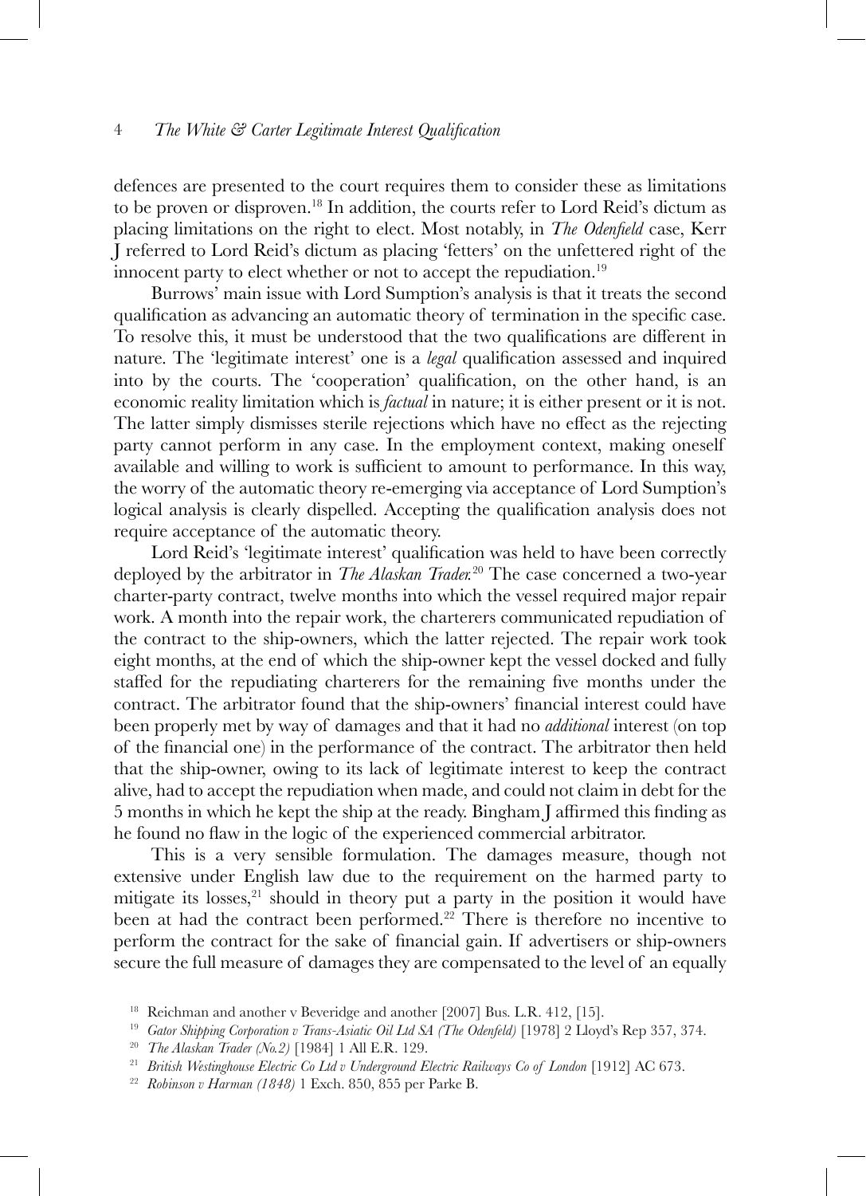defences are presented to the court requires them to consider these as limitations to be proven or disproven.[18] In addition, the courts refer to Lord Reid's dictum as placing limitations on the right to elect. Most notably, in *The Odenfield* case, Kerr J referred to Lord Reid's dictum as placing 'fetters' on the unfettered right of the innocent party to elect whether or not to accept the repudiation.[19]

Burrows' main issue with Lord Sumption's analysis is that it treats the second qualification as advancing an automatic theory of termination in the specific case. To resolve this, it must be understood that the two qualifications are different in nature. The 'legitimate interest' one is a *legal* qualification assessed and inquired into by the courts. The 'cooperation' qualification, on the other hand, is an economic reality limitation which is *factual* in nature; it is either present or it is not. The latter simply dismisses sterile rejections which have no effect as the rejecting party cannot perform in any case. In the employment context, making oneself available and willing to work is sufficient to amount to performance. In this way, the worry of the automatic theory re-emerging via acceptance of Lord Sumption's logical analysis is clearly dispelled. Accepting the qualification analysis does not require acceptance of the automatic theory.

Lord Reid's 'legitimate interest' qualification was held to have been correctly deployed by the arbitrator in *The Alaskan Trader.*[20] The case concerned a two-year charter-party contract, twelve months into which the vessel required major repair work. A month into the repair work, the charterers communicated repudiation of the contract to the ship-owners, which the latter rejected. The repair work took eight months, at the end of which the ship-owner kept the vessel docked and fully staffed for the repudiating charterers for the remaining five months under the contract. The arbitrator found that the ship-owners' financial interest could have been properly met by way of damages and that it had no *additional* interest (on top of the financial one) in the performance of the contract. The arbitrator then held that the ship-owner, owing to its lack of legitimate interest to keep the contract alive, had to accept the repudiation when made, and could not claim in debt for the 5 months in which he kept the ship at the ready. Bingham J affirmed this finding as he found no flaw in the logic of the experienced commercial arbitrator.

This is a very sensible formulation. The damages measure, though not extensive under English law due to the requirement on the harmed party to mitigate its losses,[21] should in theory put a party in the position it would have been at had the contract been performed.[22] There is therefore no incentive to perform the contract for the sake of financial gain. If advertisers or ship-owners secure the full measure of damages they are compensated to the level of an equally

[18] Reichman and another v Beveridge and another [2007] Bus. L.R. 412, [15].

[19] *Gator Shipping Corporation v Trans-Asiatic Oil Ltd SA (The Odenfeld)* [1978] 2 Lloyd's Rep 357, 374.

[20] *The Alaskan Trader (No.2)* [1984] 1 All E.R. 129.

[21] *British Westinghouse Electric Co Ltd v Underground Electric Railways Co of London* [1912] AC 673.

[22] *Robinson v Harman (1848)* 1 Exch. 850, 855 per Parke B.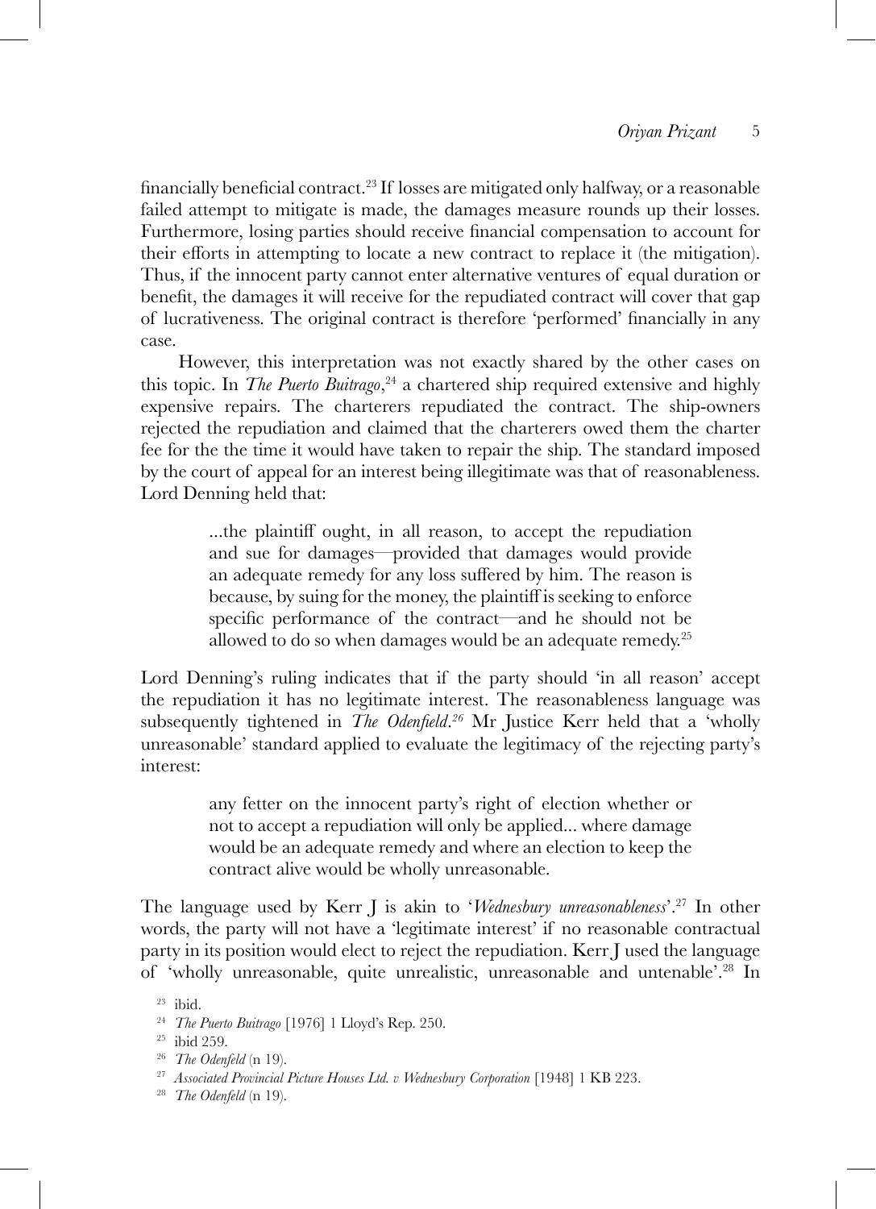financially beneficial contract.[23] If losses are mitigated only halfway, or a reasonable failed attempt to mitigate is made, the damages measure rounds up their losses. Furthermore, losing parties should receive financial compensation to account for their efforts in attempting to locate a new contract to replace it (the mitigation). Thus, if the innocent party cannot enter alternative ventures of equal duration or benefit, the damages it will receive for the repudiated contract will cover that gap of lucrativeness. The original contract is therefore 'performed' financially in any case.

However, this interpretation was not exactly shared by the other cases on this topic. In *The Puerto Buitrago*,[24] a chartered ship required extensive and highly expensive repairs. The charterers repudiated the contract. The ship-owners rejected the repudiation and claimed that the charterers owed them the charter fee for the the time it would have taken to repair the ship. The standard imposed by the court of appeal for an interest being illegitimate was that of reasonableness. Lord Denning held that:

> ...the plaintiff ought, in all reason, to accept the repudiation and sue for damages—provided that damages would provide an adequate remedy for any loss suffered by him. The reason is because, by suing for the money, the plaintiff is seeking to enforce specific performance of the contract—and he should not be allowed to do so when damages would be an adequate remedy.[25]

Lord Denning's ruling indicates that if the party should 'in all reason' accept the repudiation it has no legitimate interest. The reasonableness language was subsequently tightened in *The Odenfield*.[26] Mr Justice Kerr held that a 'wholly unreasonable' standard applied to evaluate the legitimacy of the rejecting party's interest:

> any fetter on the innocent party's right of election whether or not to accept a repudiation will only be applied... where damage would be an adequate remedy and where an election to keep the contract alive would be wholly unreasonable.

The language used by Kerr J is akin to '*Wednesbury unreasonableness*'.[27] In other words, the party will not have a 'legitimate interest' if no reasonable contractual party in its position would elect to reject the repudiation. Kerr J used the language of 'wholly unreasonable, quite unrealistic, unreasonable and untenable'.[28] In

[23] ibid.

[24] *The Puerto Buitrago* [1976] 1 Lloyd's Rep. 250.

[25] ibid 259.

[26] *The Odenfeld* (n 19).

[27] *Associated Provincial Picture Houses Ltd. v Wednesbury Corporation* [1948] 1 KB 223.

[28] *The Odenfeld* (n 19).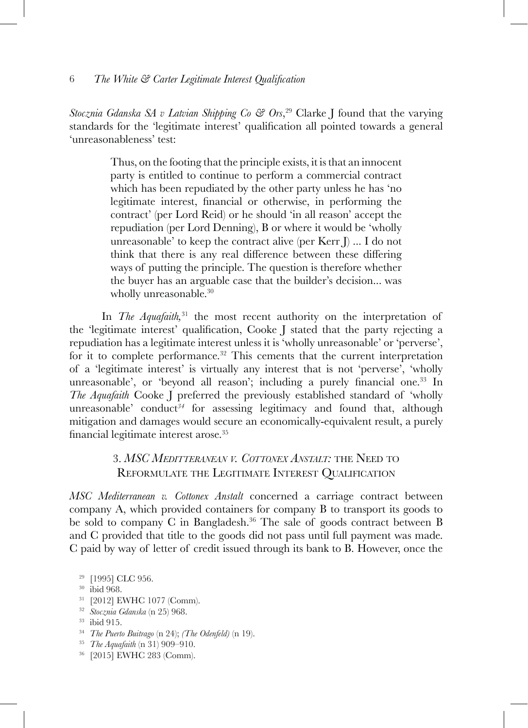*Stocznia Gdanska SA v Latvian Shipping Co & Ors*,[29] Clarke J found that the varying standards for the 'legitimate interest' qualification all pointed towards a general 'unreasonableness' test:

> Thus, on the footing that the principle exists, it is that an innocent party is entitled to continue to perform a commercial contract which has been repudiated by the other party unless he has 'no legitimate interest, financial or otherwise, in performing the contract' (per Lord Reid) or he should 'in all reason' accept the repudiation (per Lord Denning), B or where it would be 'wholly unreasonable' to keep the contract alive (per Kerr J) ... I do not think that there is any real difference between these differing ways of putting the principle. The question is therefore whether the buyer has an arguable case that the builder's decision... was wholly unreasonable.[30]

In *The Aquafaith*,[31] the most recent authority on the interpretation of the 'legitimate interest' qualification, Cooke J stated that the party rejecting a repudiation has a legitimate interest unless it is 'wholly unreasonable' or 'perverse', for it to complete performance.[32] This cements that the current interpretation of a 'legitimate interest' is virtually any interest that is not 'perverse', 'wholly unreasonable', or 'beyond all reason'; including a purely financial one.[33] In *The Aquafaith* Cooke J preferred the previously established standard of 'wholly unreasonable' conduct[34] for assessing legitimacy and found that, although mitigation and damages would secure an economically-equivalent result, a purely financial legitimate interest arose.[35]

## 3. *MSC Medditteranean v. Cottonex Anstalt:* the Need to Reformulate the Legitimate Interest Qualification

*MSC Mediterranean v. Cottonex Anstalt* concerned a carriage contract between company A, which provided containers for company B to transport its goods to be sold to company C in Bangladesh.[36] The sale of goods contract between B and C provided that title to the goods did not pass until full payment was made. C paid by way of letter of credit issued through its bank to B. However, once the

---

[29] [1995] CLC 956.

[30] ibid 968.

[31] [2012] EWHC 1077 (Comm).

[32] *Stocznia Gdanska* (n 25) 968.

[33] ibid 915.

[34] *The Puerto Buitrago* (n 24); *(The Odenfeld)* (n 19).

[35] *The Aquafaith* (n 31) 909–910.

[36] [2015] EWHC 283 (Comm).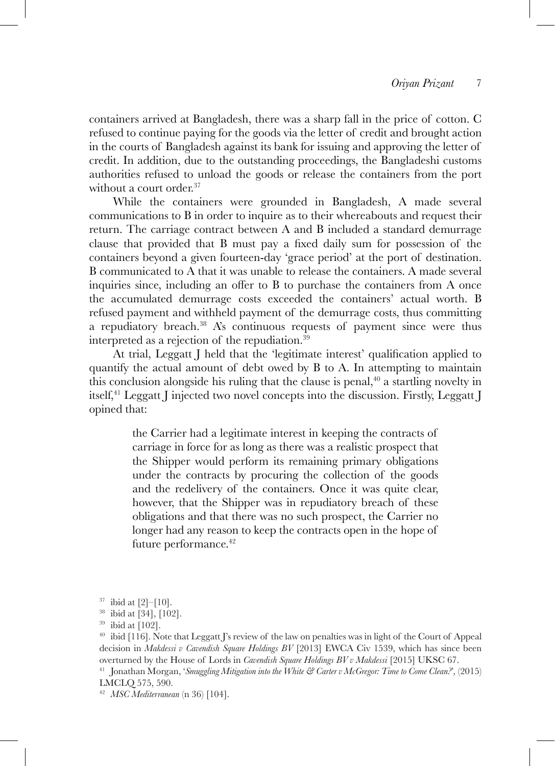containers arrived at Bangladesh, there was a sharp fall in the price of cotton. C refused to continue paying for the goods via the letter of credit and brought action in the courts of Bangladesh against its bank for issuing and approving the letter of credit. In addition, due to the outstanding proceedings, the Bangladeshi customs authorities refused to unload the goods or release the containers from the port without a court order.[37]

While the containers were grounded in Bangladesh, A made several communications to B in order to inquire as to their whereabouts and request their return. The carriage contract between A and B included a standard demurrage clause that provided that B must pay a fixed daily sum for possession of the containers beyond a given fourteen-day 'grace period' at the port of destination. B communicated to A that it was unable to release the containers. A made several inquiries since, including an offer to B to purchase the containers from A once the accumulated demurrage costs exceeded the containers' actual worth. B refused payment and withheld payment of the demurrage costs, thus committing a repudiatory breach.[38] A's continuous requests of payment since were thus interpreted as a rejection of the repudiation.[39]

At trial, Leggatt J held that the 'legitimate interest' qualification applied to quantify the actual amount of debt owed by B to A. In attempting to maintain this conclusion alongside his ruling that the clause is penal,[40] a startling novelty in itself,[41] Leggatt J injected two novel concepts into the discussion. Firstly, Leggatt J opined that:

> the Carrier had a legitimate interest in keeping the contracts of carriage in force for as long as there was a realistic prospect that the Shipper would perform its remaining primary obligations under the contracts by procuring the collection of the goods and the redelivery of the containers. Once it was quite clear, however, that the Shipper was in repudiatory breach of these obligations and that there was no such prospect, the Carrier no longer had any reason to keep the contracts open in the hope of future performance.[42]

---

[37] ibid at [2]–[10].

[38] ibid at [34], [102].

[39] ibid at [102].

[40] ibid [116]. Note that Leggatt J's review of the law on penalties was in light of the Court of Appeal decision in *Makdessi v Cavendish Square Holdings BV* [2013] EWCA Civ 1539, which has since been overturned by the House of Lords in *Cavendish Square Holdings BV v Makdessi* [2015] UKSC 67.

[41] Jonathan Morgan, '*Smuggling Mitigation into the White & Carter v McGregor: Time to Come Clean?*', (2015) LMCLQ 575, 590.

[42] *MSC Mediterranean* (n 36) [104].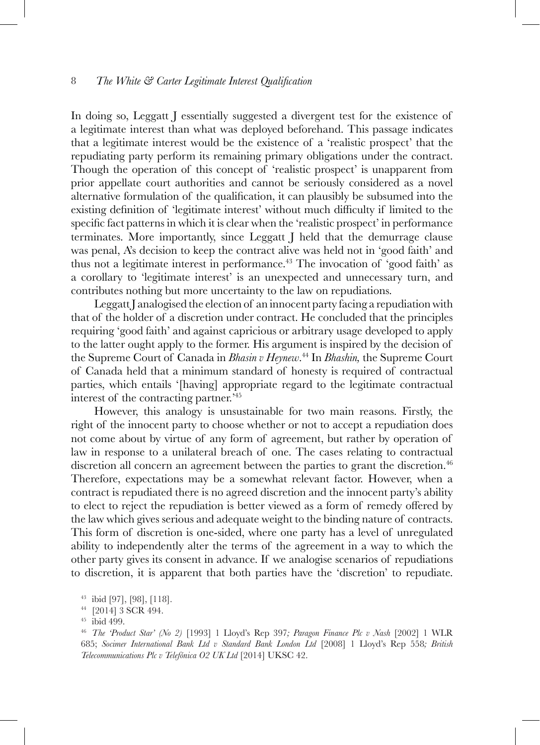In doing so, Leggatt J essentially suggested a divergent test for the existence of a legitimate interest than what was deployed beforehand. This passage indicates that a legitimate interest would be the existence of a 'realistic prospect' that the repudiating party perform its remaining primary obligations under the contract. Though the operation of this concept of 'realistic prospect' is unapparent from prior appellate court authorities and cannot be seriously considered as a novel alternative formulation of the qualification, it can plausibly be subsumed into the existing definition of 'legitimate interest' without much difficulty if limited to the specific fact patterns in which it is clear when the 'realistic prospect' in performance terminates. More importantly, since Leggatt J held that the demurrage clause was penal, A's decision to keep the contract alive was held not in 'good faith' and thus not a legitimate interest in performance.[43] The invocation of 'good faith' as a corollary to 'legitimate interest' is an unexpected and unnecessary turn, and contributes nothing but more uncertainty to the law on repudiations.

Leggatt J analogised the election of an innocent party facing a repudiation with that of the holder of a discretion under contract. He concluded that the principles requiring 'good faith' and against capricious or arbitrary usage developed to apply to the latter ought apply to the former. His argument is inspired by the decision of the Supreme Court of Canada in *Bhasin v Heynew*.[44] In *Bhashin,* the Supreme Court of Canada held that a minimum standard of honesty is required of contractual parties, which entails '[having] appropriate regard to the legitimate contractual interest of the contracting partner.'[45]

However, this analogy is unsustainable for two main reasons. Firstly, the right of the innocent party to choose whether or not to accept a repudiation does not come about by virtue of any form of agreement, but rather by operation of law in response to a unilateral breach of one. The cases relating to contractual discretion all concern an agreement between the parties to grant the discretion.[46] Therefore, expectations may be a somewhat relevant factor. However, when a contract is repudiated there is no agreed discretion and the innocent party's ability to elect to reject the repudiation is better viewed as a form of remedy offered by the law which gives serious and adequate weight to the binding nature of contracts. This form of discretion is one-sided, where one party has a level of unregulated ability to independently alter the terms of the agreement in a way to which the other party gives its consent in advance. If we analogise scenarios of repudiations to discretion, it is apparent that both parties have the 'discretion' to repudiate.

[43] ibid [97], [98], [118].

[44] [2014] 3 SCR 494.

[45] ibid 499.

[46] *The 'Product Star' (No 2)* [1993] 1 Lloyd's Rep 397*; Paragon Finance Plc v Nash* [2002] 1 WLR 685; *Socimer International Bank Ltd v Standard Bank London Ltd* [2008] 1 Lloyd's Rep 558*; British Telecommunications Plc v Telefónica O2 UK Ltd* [2014] UKSC 42.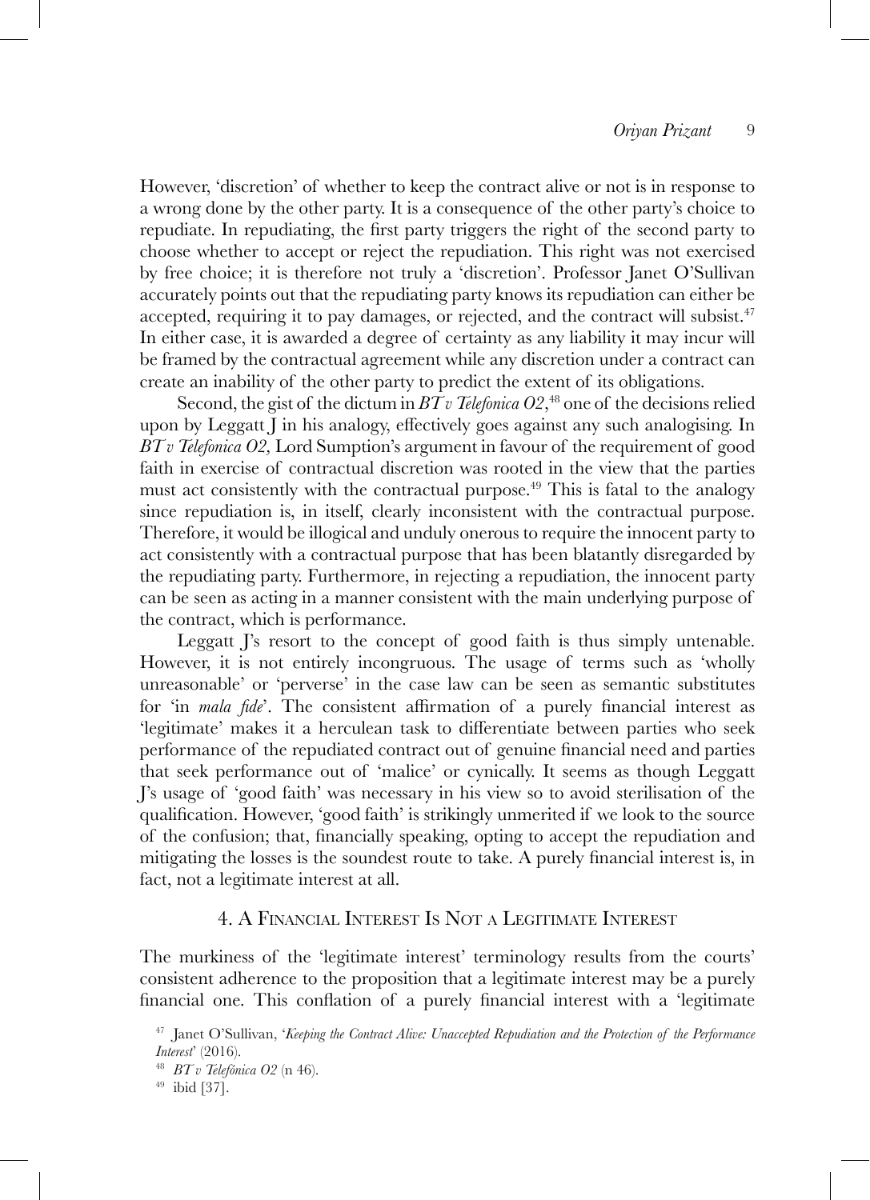However, 'discretion' of whether to keep the contract alive or not is in response to a wrong done by the other party. It is a consequence of the other party's choice to repudiate. In repudiating, the first party triggers the right of the second party to choose whether to accept or reject the repudiation. This right was not exercised by free choice; it is therefore not truly a 'discretion'. Professor Janet O'Sullivan accurately points out that the repudiating party knows its repudiation can either be accepted, requiring it to pay damages, or rejected, and the contract will subsist.[47] In either case, it is awarded a degree of certainty as any liability it may incur will be framed by the contractual agreement while any discretion under a contract can create an inability of the other party to predict the extent of its obligations.

Second, the gist of the dictum in *BT v Telefonica O2*,[48] one of the decisions relied upon by Leggatt J in his analogy, effectively goes against any such analogising. In *BT v Telefonica O2,* Lord Sumption's argument in favour of the requirement of good faith in exercise of contractual discretion was rooted in the view that the parties must act consistently with the contractual purpose.[49] This is fatal to the analogy since repudiation is, in itself, clearly inconsistent with the contractual purpose. Therefore, it would be illogical and unduly onerous to require the innocent party to act consistently with a contractual purpose that has been blatantly disregarded by the repudiating party. Furthermore, in rejecting a repudiation, the innocent party can be seen as acting in a manner consistent with the main underlying purpose of the contract, which is performance.

Leggatt J's resort to the concept of good faith is thus simply untenable. However, it is not entirely incongruous. The usage of terms such as 'wholly unreasonable' or 'perverse' in the case law can be seen as semantic substitutes for 'in *mala fide*'. The consistent affirmation of a purely financial interest as 'legitimate' makes it a herculean task to differentiate between parties who seek performance of the repudiated contract out of genuine financial need and parties that seek performance out of 'malice' or cynically. It seems as though Leggatt J's usage of 'good faith' was necessary in his view so to avoid sterilisation of the qualification. However, 'good faith' is strikingly unmerited if we look to the source of the confusion; that, financially speaking, opting to accept the repudiation and mitigating the losses is the soundest route to take. A purely financial interest is, in fact, not a legitimate interest at all.

## 4. A Financial Interest Is Not a Legitimate Interest

The murkiness of the 'legitimate interest' terminology results from the courts' consistent adherence to the proposition that a legitimate interest may be a purely financial one. This conflation of a purely financial interest with a 'legitimate

[47] Janet O'Sullivan, '*Keeping the Contract Alive: Unaccepted Repudiation and the Protection of the Performance Interest*' (2016).

[48] *BT v Telefónica O2* (n 46).

[49] ibid [37].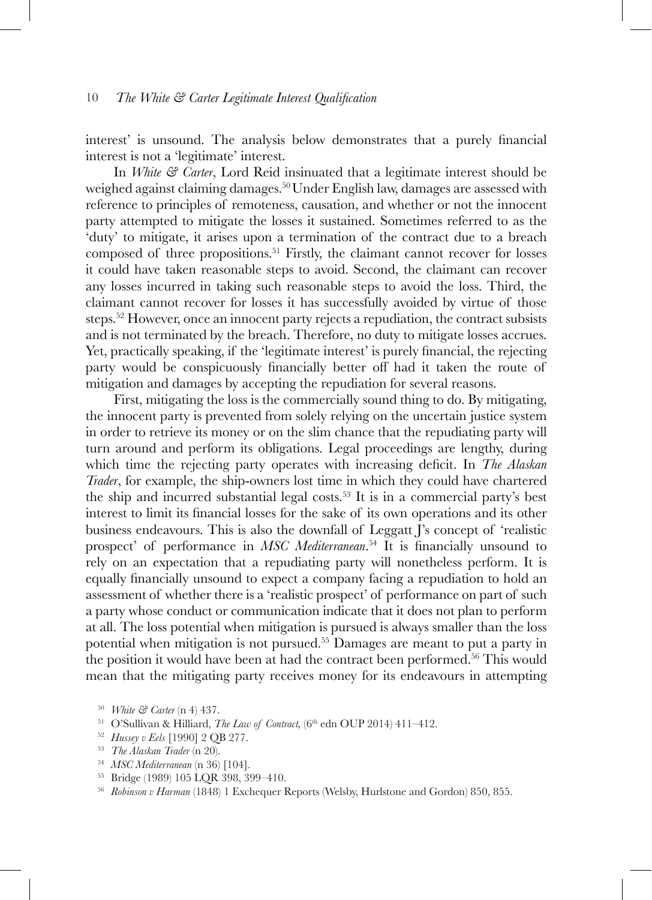interest' is unsound. The analysis below demonstrates that a purely financial interest is not a 'legitimate' interest.

In *White & Carter*, Lord Reid insinuated that a legitimate interest should be weighed against claiming damages.[50] Under English law, damages are assessed with reference to principles of remoteness, causation, and whether or not the innocent party attempted to mitigate the losses it sustained. Sometimes referred to as the 'duty' to mitigate, it arises upon a termination of the contract due to a breach composed of three propositions.[51] Firstly, the claimant cannot recover for losses it could have taken reasonable steps to avoid. Second, the claimant can recover any losses incurred in taking such reasonable steps to avoid the loss. Third, the claimant cannot recover for losses it has successfully avoided by virtue of those steps.[52] However, once an innocent party rejects a repudiation, the contract subsists and is not terminated by the breach. Therefore, no duty to mitigate losses accrues. Yet, practically speaking, if the 'legitimate interest' is purely financial, the rejecting party would be conspicuously financially better off had it taken the route of mitigation and damages by accepting the repudiation for several reasons.

First, mitigating the loss is the commercially sound thing to do. By mitigating, the innocent party is prevented from solely relying on the uncertain justice system in order to retrieve its money or on the slim chance that the repudiating party will turn around and perform its obligations. Legal proceedings are lengthy, during which time the rejecting party operates with increasing deficit. In *The Alaskan Trader*, for example, the ship-owners lost time in which they could have chartered the ship and incurred substantial legal costs.[53] It is in a commercial party's best interest to limit its financial losses for the sake of its own operations and its other business endeavours. This is also the downfall of Leggatt J's concept of 'realistic prospect' of performance in *MSC Mediterranean*.[54] It is financially unsound to rely on an expectation that a repudiating party will nonetheless perform. It is equally financially unsound to expect a company facing a repudiation to hold an assessment of whether there is a 'realistic prospect' of performance on part of such a party whose conduct or communication indicate that it does not plan to perform at all. The loss potential when mitigation is pursued is always smaller than the loss potential when mitigation is not pursued.[55] Damages are meant to put a party in the position it would have been at had the contract been performed.[56] This would mean that the mitigating party receives money for its endeavours in attempting

[50] *White & Carter* (n 4) 437.

[51] O'Sullivan & Hilliard, *The Law of Contract*, (6th edn OUP 2014) 411–412.

[52] *Hussey v Eels* [1990] 2 QB 277.

[53] *The Alaskan Trader* (n 20).

[54] *MSC Mediterranean* (n 36) [104].

[55] Bridge (1989) 105 LQR 398, 399–410.

[56] *Robinson v Harman* (1848) 1 Exchequer Reports (Welsby, Hurlstone and Gordon) 850, 855.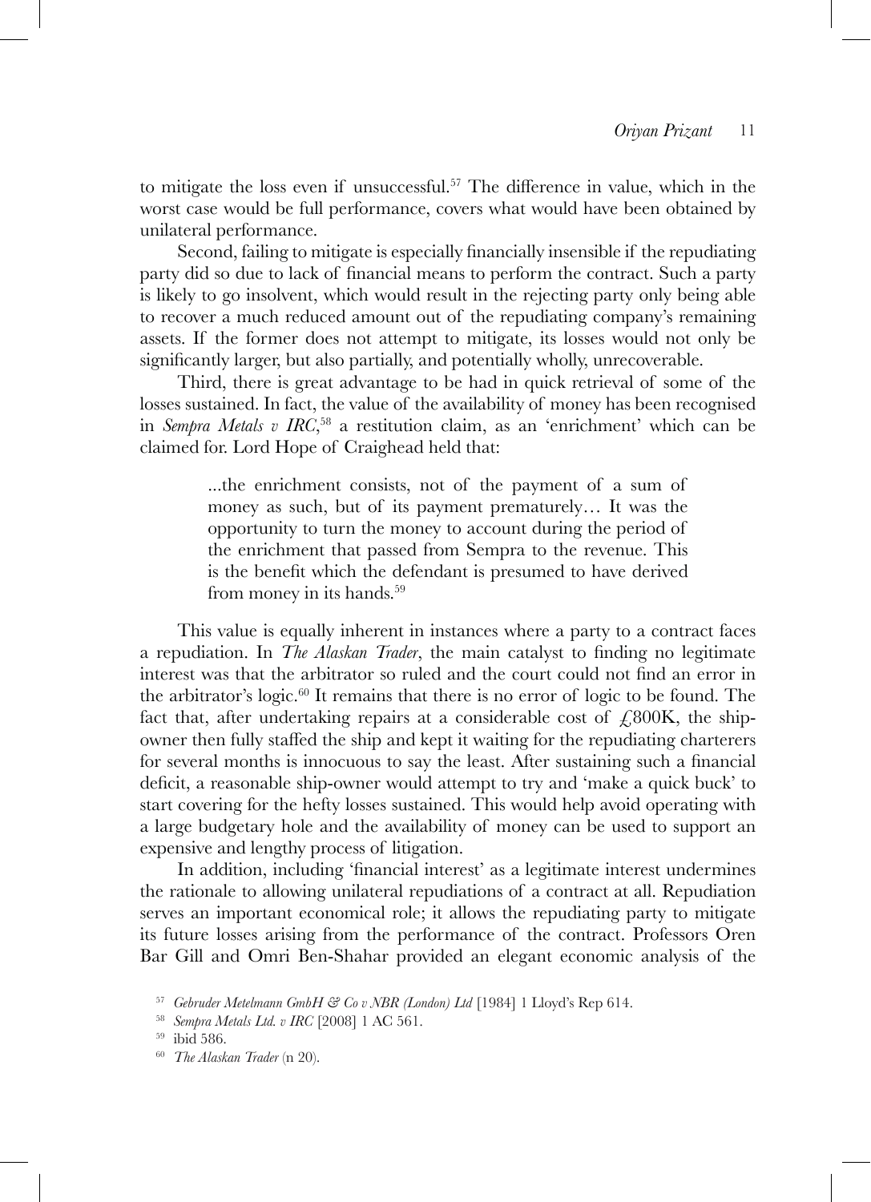to mitigate the loss even if unsuccessful.[57] The difference in value, which in the worst case would be full performance, covers what would have been obtained by unilateral performance.

Second, failing to mitigate is especially financially insensible if the repudiating party did so due to lack of financial means to perform the contract. Such a party is likely to go insolvent, which would result in the rejecting party only being able to recover a much reduced amount out of the repudiating company's remaining assets. If the former does not attempt to mitigate, its losses would not only be significantly larger, but also partially, and potentially wholly, unrecoverable.

Third, there is great advantage to be had in quick retrieval of some of the losses sustained. In fact, the value of the availability of money has been recognised in *Sempra Metals v IRC*,[58] a restitution claim, as an 'enrichment' which can be claimed for. Lord Hope of Craighead held that:

> ...the enrichment consists, not of the payment of a sum of money as such, but of its payment prematurely… It was the opportunity to turn the money to account during the period of the enrichment that passed from Sempra to the revenue. This is the benefit which the defendant is presumed to have derived from money in its hands.[59]

This value is equally inherent in instances where a party to a contract faces a repudiation. In *The Alaskan Trader*, the main catalyst to finding no legitimate interest was that the arbitrator so ruled and the court could not find an error in the arbitrator's logic.[60] It remains that there is no error of logic to be found. The fact that, after undertaking repairs at a considerable cost of £800K, the ship-owner then fully staffed the ship and kept it waiting for the repudiating charterers for several months is innocuous to say the least. After sustaining such a financial deficit, a reasonable ship-owner would attempt to try and 'make a quick buck' to start covering for the hefty losses sustained. This would help avoid operating with a large budgetary hole and the availability of money can be used to support an expensive and lengthy process of litigation.

In addition, including 'financial interest' as a legitimate interest undermines the rationale to allowing unilateral repudiations of a contract at all. Repudiation serves an important economical role; it allows the repudiating party to mitigate its future losses arising from the performance of the contract. Professors Oren Bar Gill and Omri Ben-Shahar provided an elegant economic analysis of the

---

[57] *Gebruder Metelmann GmbH & Co v NBR (London) Ltd* [1984] 1 Lloyd's Rep 614.

[58] *Sempra Metals Ltd. v IRC* [2008] 1 AC 561.

[59] ibid 586.

[60] *The Alaskan Trader* (n 20).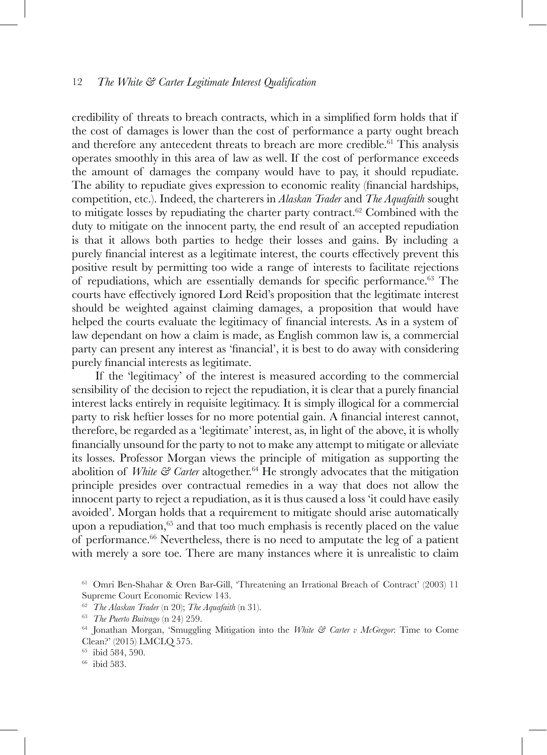credibility of threats to breach contracts, which in a simplified form holds that if the cost of damages is lower than the cost of performance a party ought breach and therefore any antecedent threats to breach are more credible.[61] This analysis operates smoothly in this area of law as well. If the cost of performance exceeds the amount of damages the company would have to pay, it should repudiate. The ability to repudiate gives expression to economic reality (financial hardships, competition, etc.). Indeed, the charterers in *Alaskan Trader* and *The Aquafaith* sought to mitigate losses by repudiating the charter party contract.[62] Combined with the duty to mitigate on the innocent party, the end result of an accepted repudiation is that it allows both parties to hedge their losses and gains. By including a purely financial interest as a legitimate interest, the courts effectively prevent this positive result by permitting too wide a range of interests to facilitate rejections of repudiations, which are essentially demands for specific performance.[63] The courts have effectively ignored Lord Reid's proposition that the legitimate interest should be weighted against claiming damages, a proposition that would have helped the courts evaluate the legitimacy of financial interests. As in a system of law dependant on how a claim is made, as English common law is, a commercial party can present any interest as 'financial', it is best to do away with considering purely financial interests as legitimate.

If the 'legitimacy' of the interest is measured according to the commercial sensibility of the decision to reject the repudiation, it is clear that a purely financial interest lacks entirely in requisite legitimacy. It is simply illogical for a commercial party to risk heftier losses for no more potential gain. A financial interest cannot, therefore, be regarded as a 'legitimate' interest, as, in light of the above, it is wholly financially unsound for the party to not to make any attempt to mitigate or alleviate its losses. Professor Morgan views the principle of mitigation as supporting the abolition of *White & Carter* altogether.[64] He strongly advocates that the mitigation principle presides over contractual remedies in a way that does not allow the innocent party to reject a repudiation, as it is thus caused a loss 'it could have easily avoided'. Morgan holds that a requirement to mitigate should arise automatically upon a repudiation,[65] and that too much emphasis is recently placed on the value of performance.[66] Nevertheless, there is no need to amputate the leg of a patient with merely a sore toe. There are many instances where it is unrealistic to claim

[61] Omri Ben-Shahar & Oren Bar-Gill, 'Threatening an Irrational Breach of Contract' (2003) 11 Supreme Court Economic Review 143.

[62] *The Alaskan Trader* (n 20); *The Aquafaith* (n 31).

[63] *The Puerto Buitrago* (n 24) 259.

[64] Jonathan Morgan, 'Smuggling Mitigation into the *White & Carter v McGregor*: Time to Come Clean?' (2015) LMCLQ 575.

[65] ibid 584, 590.

[66] ibid 583.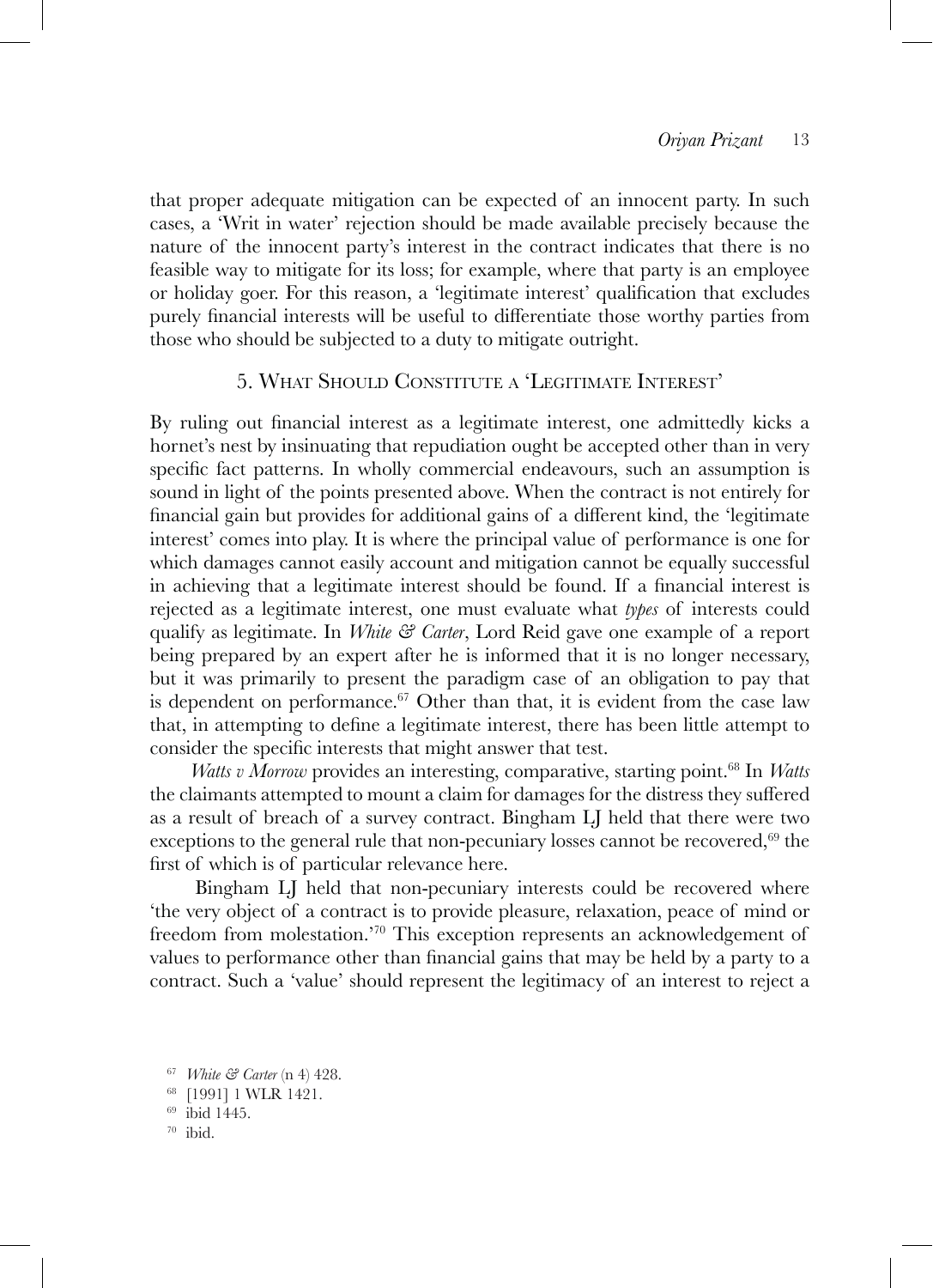that proper adequate mitigation can be expected of an innocent party. In such cases, a 'Writ in water' rejection should be made available precisely because the nature of the innocent party's interest in the contract indicates that there is no feasible way to mitigate for its loss; for example, where that party is an employee or holiday goer. For this reason, a 'legitimate interest' qualification that excludes purely financial interests will be useful to differentiate those worthy parties from those who should be subjected to a duty to mitigate outright.

## 5. What Should Constitute a 'Legitimate Interest'

By ruling out financial interest as a legitimate interest, one admittedly kicks a hornet's nest by insinuating that repudiation ought be accepted other than in very specific fact patterns. In wholly commercial endeavours, such an assumption is sound in light of the points presented above. When the contract is not entirely for financial gain but provides for additional gains of a different kind, the 'legitimate interest' comes into play. It is where the principal value of performance is one for which damages cannot easily account and mitigation cannot be equally successful in achieving that a legitimate interest should be found. If a financial interest is rejected as a legitimate interest, one must evaluate what *types* of interests could qualify as legitimate. In *White & Carter*, Lord Reid gave one example of a report being prepared by an expert after he is informed that it is no longer necessary, but it was primarily to present the paradigm case of an obligation to pay that is dependent on performance.[67] Other than that, it is evident from the case law that, in attempting to define a legitimate interest, there has been little attempt to consider the specific interests that might answer that test.

*Watts v Morrow* provides an interesting, comparative, starting point.[68] In *Watts* the claimants attempted to mount a claim for damages for the distress they suffered as a result of breach of a survey contract. Bingham LJ held that there were two exceptions to the general rule that non-pecuniary losses cannot be recovered,[69] the first of which is of particular relevance here.

Bingham LJ held that non-pecuniary interests could be recovered where 'the very object of a contract is to provide pleasure, relaxation, peace of mind or freedom from molestation.'[70] This exception represents an acknowledgement of values to performance other than financial gains that may be held by a party to a contract. Such a 'value' should represent the legitimacy of an interest to reject a

[67] *White & Carter* (n 4) 428.

[68] [1991] 1 WLR 1421.

[69] ibid 1445.

[70] ibid.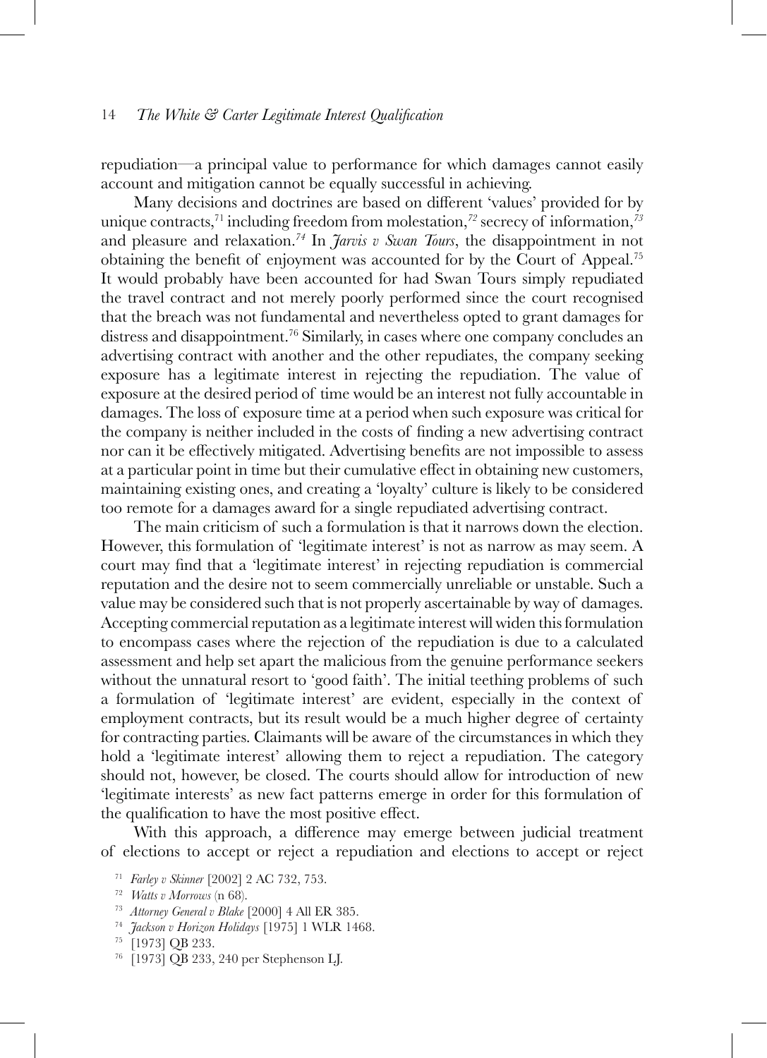repudiation—a principal value to performance for which damages cannot easily account and mitigation cannot be equally successful in achieving.

Many decisions and doctrines are based on different 'values' provided for by unique contracts,[71] including freedom from molestation,[72] secrecy of information,[73] and pleasure and relaxation.[74] In *Jarvis v Swan Tours*, the disappointment in not obtaining the benefit of enjoyment was accounted for by the Court of Appeal.[75] It would probably have been accounted for had Swan Tours simply repudiated the travel contract and not merely poorly performed since the court recognised that the breach was not fundamental and nevertheless opted to grant damages for distress and disappointment.[76] Similarly, in cases where one company concludes an advertising contract with another and the other repudiates, the company seeking exposure has a legitimate interest in rejecting the repudiation. The value of exposure at the desired period of time would be an interest not fully accountable in damages. The loss of exposure time at a period when such exposure was critical for the company is neither included in the costs of finding a new advertising contract nor can it be effectively mitigated. Advertising benefits are not impossible to assess at a particular point in time but their cumulative effect in obtaining new customers, maintaining existing ones, and creating a 'loyalty' culture is likely to be considered too remote for a damages award for a single repudiated advertising contract.

The main criticism of such a formulation is that it narrows down the election. However, this formulation of 'legitimate interest' is not as narrow as may seem. A court may find that a 'legitimate interest' in rejecting repudiation is commercial reputation and the desire not to seem commercially unreliable or unstable. Such a value may be considered such that is not properly ascertainable by way of damages. Accepting commercial reputation as a legitimate interest will widen this formulation to encompass cases where the rejection of the repudiation is due to a calculated assessment and help set apart the malicious from the genuine performance seekers without the unnatural resort to 'good faith'. The initial teething problems of such a formulation of 'legitimate interest' are evident, especially in the context of employment contracts, but its result would be a much higher degree of certainty for contracting parties. Claimants will be aware of the circumstances in which they hold a 'legitimate interest' allowing them to reject a repudiation. The category should not, however, be closed. The courts should allow for introduction of new 'legitimate interests' as new fact patterns emerge in order for this formulation of the qualification to have the most positive effect.

With this approach, a difference may emerge between judicial treatment of elections to accept or reject a repudiation and elections to accept or reject

[71] *Farley v Skinner* [2002] 2 AC 732, 753.

[72] *Watts v Morrows* (n 68).

[73] *Attorney General v Blake* [2000] 4 All ER 385.

[74] *Jackson v Horizon Holidays* [1975] 1 WLR 1468.

[75] [1973] QB 233.

[76] [1973] QB 233, 240 per Stephenson LJ.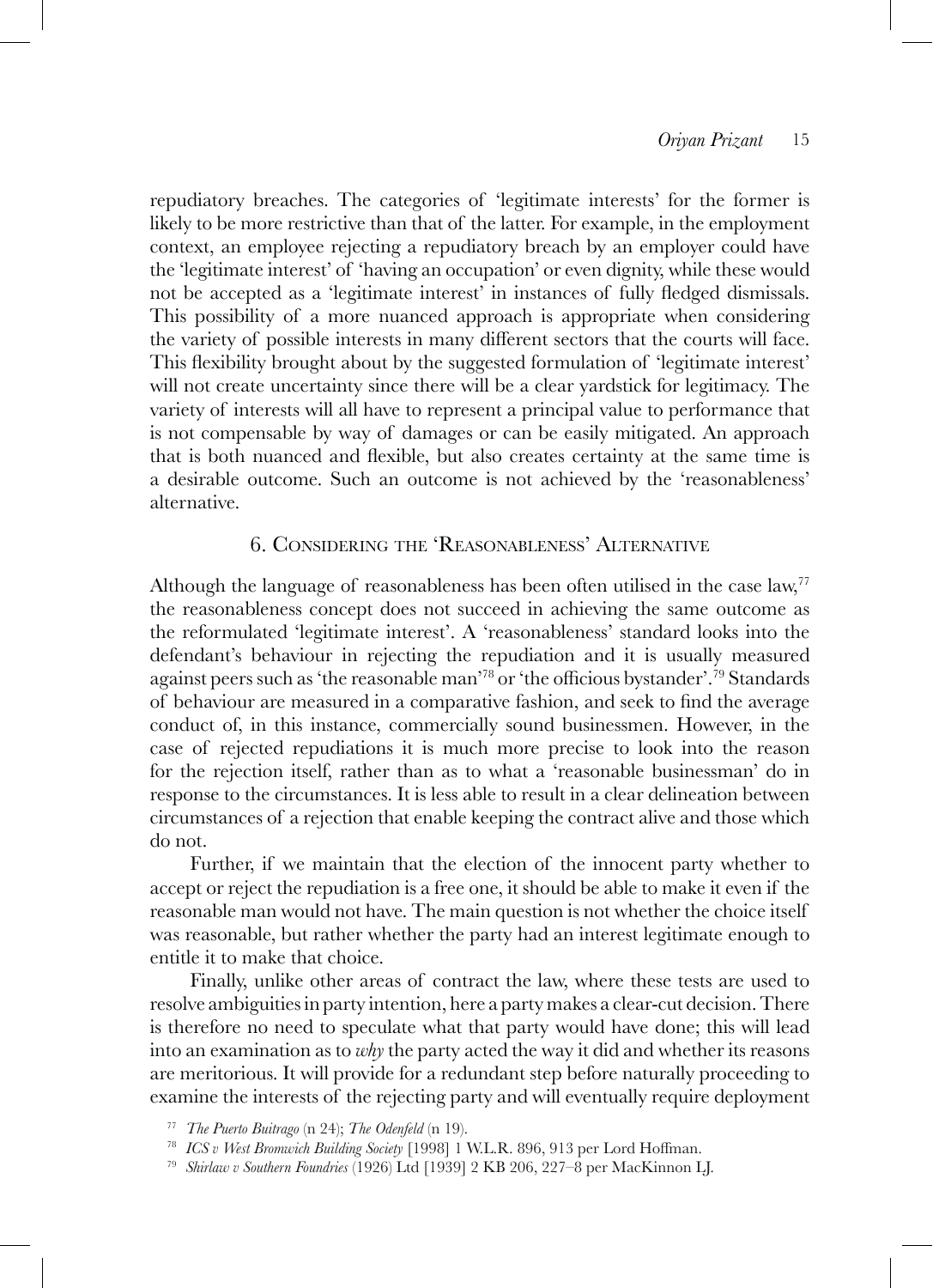repudiatory breaches. The categories of 'legitimate interests' for the former is likely to be more restrictive than that of the latter. For example, in the employment context, an employee rejecting a repudiatory breach by an employer could have the 'legitimate interest' of 'having an occupation' or even dignity, while these would not be accepted as a 'legitimate interest' in instances of fully fledged dismissals. This possibility of a more nuanced approach is appropriate when considering the variety of possible interests in many different sectors that the courts will face. This flexibility brought about by the suggested formulation of 'legitimate interest' will not create uncertainty since there will be a clear yardstick for legitimacy. The variety of interests will all have to represent a principal value to performance that is not compensable by way of damages or can be easily mitigated. An approach that is both nuanced and flexible, but also creates certainty at the same time is a desirable outcome. Such an outcome is not achieved by the 'reasonableness' alternative.

## 6. Considering the 'Reasonableness' Alternative

Although the language of reasonableness has been often utilised in the case law,[77] the reasonableness concept does not succeed in achieving the same outcome as the reformulated 'legitimate interest'. A 'reasonableness' standard looks into the defendant's behaviour in rejecting the repudiation and it is usually measured against peers such as 'the reasonable man'[78] or 'the officious bystander'.[79] Standards of behaviour are measured in a comparative fashion, and seek to find the average conduct of, in this instance, commercially sound businessmen. However, in the case of rejected repudiations it is much more precise to look into the reason for the rejection itself, rather than as to what a 'reasonable businessman' do in response to the circumstances. It is less able to result in a clear delineation between circumstances of a rejection that enable keeping the contract alive and those which do not.

Further, if we maintain that the election of the innocent party whether to accept or reject the repudiation is a free one, it should be able to make it even if the reasonable man would not have. The main question is not whether the choice itself was reasonable, but rather whether the party had an interest legitimate enough to entitle it to make that choice.

Finally, unlike other areas of contract the law, where these tests are used to resolve ambiguities in party intention, here a party makes a clear-cut decision. There is therefore no need to speculate what that party would have done; this will lead into an examination as to *why* the party acted the way it did and whether its reasons are meritorious. It will provide for a redundant step before naturally proceeding to examine the interests of the rejecting party and will eventually require deployment

[77] *The Puerto Buitrago* (n 24); *The Odenfeld* (n 19).

[78] *ICS v West Bromwich Building Society* [1998] 1 W.L.R. 896, 913 per Lord Hoffman.

[79] *Shirlaw v Southern Foundries* (1926) Ltd [1939] 2 KB 206, 227–8 per MacKinnon LJ.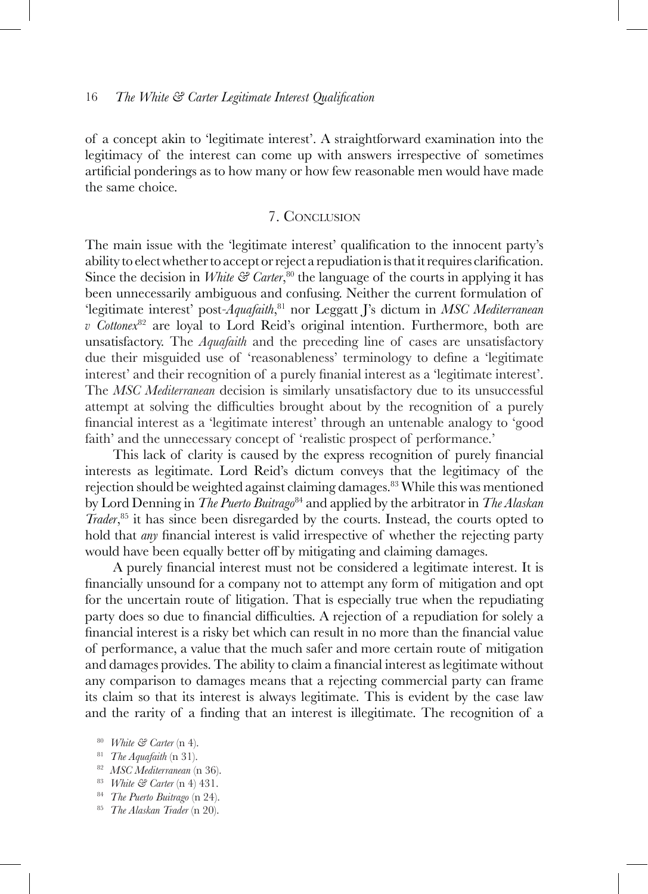of a concept akin to 'legitimate interest'. A straightforward examination into the legitimacy of the interest can come up with answers irrespective of sometimes artificial ponderings as to how many or how few reasonable men would have made the same choice.

## 7. Conclusion

The main issue with the 'legitimate interest' qualification to the innocent party's ability to elect whether to accept or reject a repudiation is that it requires clarification. Since the decision in *White & Carter*,[80] the language of the courts in applying it has been unnecessarily ambiguous and confusing. Neither the current formulation of 'legitimate interest' post-*Aquafaith*,[81] nor Leggatt J's dictum in *MSC Mediterranean v Cottonex*[82] are loyal to Lord Reid's original intention. Furthermore, both are unsatisfactory. The *Aquafaith* and the preceding line of cases are unsatisfactory due their misguided use of 'reasonableness' terminology to define a 'legitimate interest' and their recognition of a purely finanial interest as a 'legitimate interest'. The *MSC Mediterranean* decision is similarly unsatisfactory due to its unsuccessful attempt at solving the difficulties brought about by the recognition of a purely financial interest as a 'legitimate interest' through an untenable analogy to 'good faith' and the unnecessary concept of 'realistic prospect of performance.'

This lack of clarity is caused by the express recognition of purely financial interests as legitimate. Lord Reid's dictum conveys that the legitimacy of the rejection should be weighted against claiming damages.[83] While this was mentioned by Lord Denning in *The Puerto Buitrago*[84] and applied by the arbitrator in *The Alaskan Trader*,[85] it has since been disregarded by the courts. Instead, the courts opted to hold that *any* financial interest is valid irrespective of whether the rejecting party would have been equally better off by mitigating and claiming damages.

A purely financial interest must not be considered a legitimate interest. It is financially unsound for a company not to attempt any form of mitigation and opt for the uncertain route of litigation. That is especially true when the repudiating party does so due to financial difficulties. A rejection of a repudiation for solely a financial interest is a risky bet which can result in no more than the financial value of performance, a value that the much safer and more certain route of mitigation and damages provides. The ability to claim a financial interest as legitimate without any comparison to damages means that a rejecting commercial party can frame its claim so that its interest is always legitimate. This is evident by the case law and the rarity of a finding that an interest is illegitimate. The recognition of a

[80] *White & Carter* (n 4).

[81] *The Aquafaith* (n 31).

[82] *MSC Mediterranean* (n 36).

[83] *White & Carter* (n 4) 431.

[84] *The Puerto Buitrago* (n 24).

[85] *The Alaskan Trader* (n 20).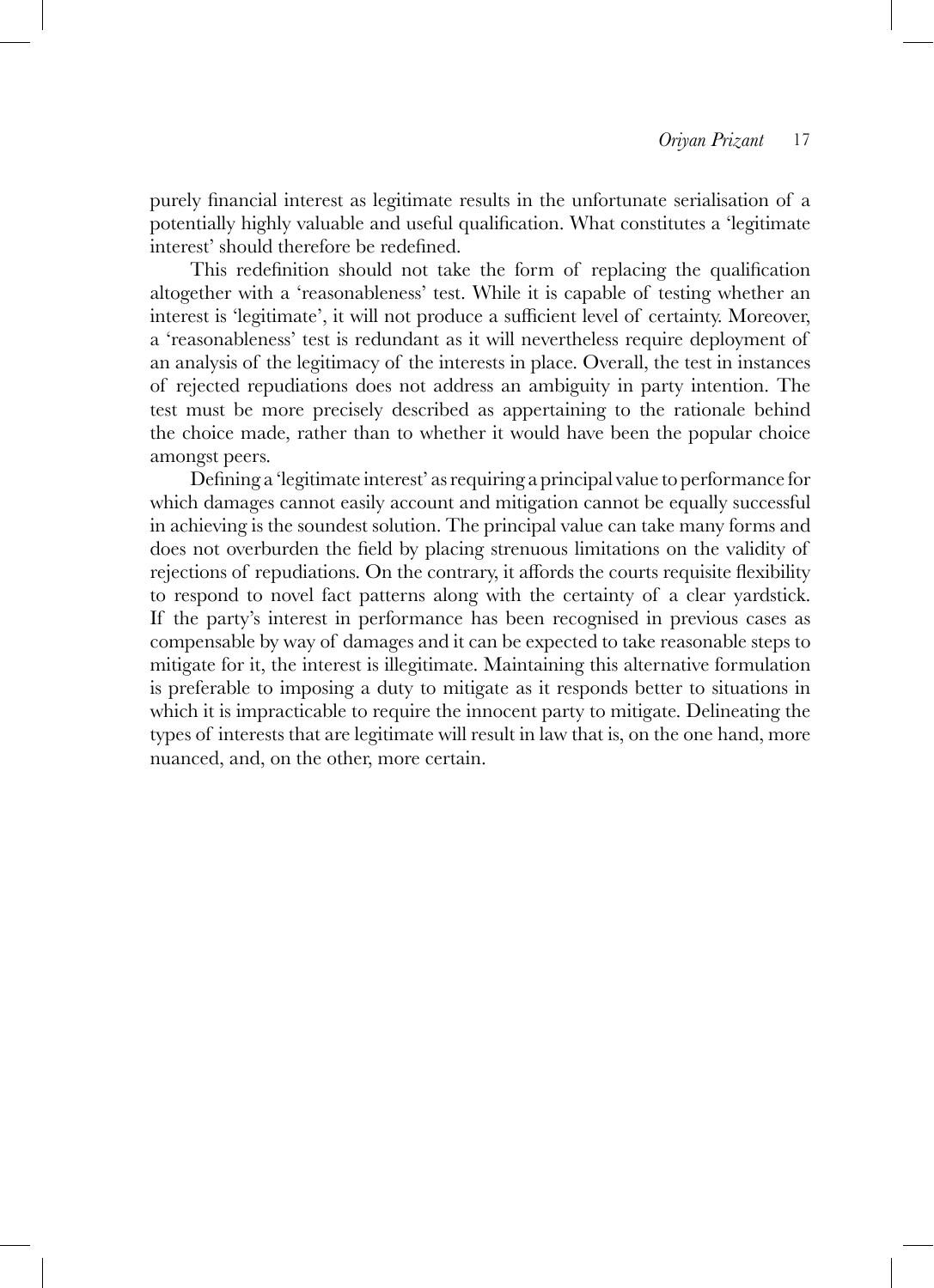purely financial interest as legitimate results in the unfortunate serialisation of a potentially highly valuable and useful qualification. What constitutes a 'legitimate interest' should therefore be redefined.

This redefinition should not take the form of replacing the qualification altogether with a 'reasonableness' test. While it is capable of testing whether an interest is 'legitimate', it will not produce a sufficient level of certainty. Moreover, a 'reasonableness' test is redundant as it will nevertheless require deployment of an analysis of the legitimacy of the interests in place. Overall, the test in instances of rejected repudiations does not address an ambiguity in party intention. The test must be more precisely described as appertaining to the rationale behind the choice made, rather than to whether it would have been the popular choice amongst peers.

Defining a 'legitimate interest' as requiring a principal value to performance for which damages cannot easily account and mitigation cannot be equally successful in achieving is the soundest solution. The principal value can take many forms and does not overburden the field by placing strenuous limitations on the validity of rejections of repudiations. On the contrary, it affords the courts requisite flexibility to respond to novel fact patterns along with the certainty of a clear yardstick. If the party's interest in performance has been recognised in previous cases as compensable by way of damages and it can be expected to take reasonable steps to mitigate for it, the interest is illegitimate. Maintaining this alternative formulation is preferable to imposing a duty to mitigate as it responds better to situations in which it is impracticable to require the innocent party to mitigate. Delineating the types of interests that are legitimate will result in law that is, on the one hand, more nuanced, and, on the other, more certain.